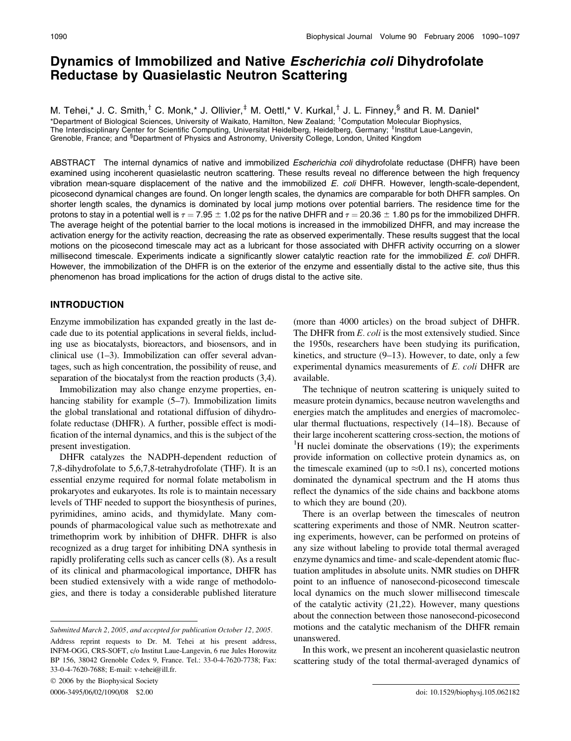# Dynamics of Immobilized and Native *Escherichia coli* Dihydrofolate Reductase by Quasielastic Neutron Scattering

M. Tehei,* J. C. Smith,[†] C. Monk,* J. Ollivier,[‡] M. Oettl,* V. Kurkal,[†] J. L. Finney,[§] and R. M. Daniel*

*Department of Biological Sciences, University of Waikato, Hamilton, New Zealand; [†]Computation Molecular Biophysics, The Interdisciplinary Center for Scientific Computing, Universitat Heidelberg, Heidelberg, Germany; [‡]Institut Laue-Langevin, Grenoble, France; and [§]Department of Physics and Astronomy, University College, London, United Kingdom

ABSTRACT The internal dynamics of native and immobilized *Escherichia coli* dihydrofolate reductase (DHFR) have been examined using incoherent quasielastic neutron scattering. These results reveal no difference between the high frequency vibration mean-square displacement of the native and the immobilized *E. coli* DHFR. However, length-scale-dependent, picosecond dynamical changes are found. On longer length scales, the dynamics are comparable for both DHFR samples. On shorter length scales, the dynamics is dominated by local jump motions over potential barriers. The residence time for the protons to stay in a potential well is $\tau = 7.95 \pm 1.02$ ps for the native DHFR and $\tau = 20.36 \pm 1.80$ ps for the immobilized DHFR. The average height of the potential barrier to the local motions is increased in the immobilized DHFR, and may increase the activation energy for the activity reaction, decreasing the rate as observed experimentally. These results suggest that the local motions on the picosecond timescale may act as a lubricant for those associated with DHFR activity occurring on a slower millisecond timescale. Experiments indicate a significantly slower catalytic reaction rate for the immobilized *E. coli* DHFR. However, the immobilization of the DHFR is on the exterior of the enzyme and essentially distal to the active site, thus this phenomenon has broad implications for the action of drugs distal to the active site.

## INTRODUCTION

Enzyme immobilization has expanded greatly in the last decade due to its potential applications in several fields, including use as biocatalysts, bioreactors, and biosensors, and in clinical use (1–3). Immobilization can offer several advantages, such as high concentration, the possibility of reuse, and separation of the biocatalyst from the reaction products (3,4).

Immobilization may also change enzyme properties, enhancing stability for example (5–7). Immobilization limits the global translational and rotational diffusion of dihydrofolate reductase (DHFR). A further, possible effect is modification of the internal dynamics, and this is the subject of the present investigation.

DHFR catalyzes the NADPH-dependent reduction of 7,8-dihydrofolate to 5,6,7,8-tetrahydrofolate (THF). It is an essential enzyme required for normal folate metabolism in prokaryotes and eukaryotes. Its role is to maintain necessary levels of THF needed to support the biosynthesis of purines, pyrimidines, amino acids, and thymidylate. Many compounds of pharmacological value such as methotrexate and trimethoprim work by inhibition of DHFR. DHFR is also recognized as a drug target for inhibiting DNA synthesis in rapidly proliferating cells such as cancer cells (8). As a result of its clinical and pharmacological importance, DHFR has been studied extensively with a wide range of methodologies, and there is today a considerable published literature (more than 4000 articles) on the broad subject of DHFR. The DHFR from *E. coli* is the most extensively studied. Since the 1950s, researchers have been studying its purification, kinetics, and structure (9–13). However, to date, only a few experimental dynamics measurements of *E. coli* DHFR are available.

The technique of neutron scattering is uniquely suited to measure protein dynamics, because neutron wavelengths and energies match the amplitudes and energies of macromolecular thermal fluctuations, respectively (14–18). Because of their large incoherent scattering cross-section, the motions of $^{1}H$ nuclei dominate the observations (19); the experiments provide information on collective protein dynamics as, on the timescale examined (up to $\approx$0.1 ns), concerted motions dominated the dynamical spectrum and the H atoms thus reflect the dynamics of the side chains and backbone atoms to which they are bound (20).

There is an overlap between the timescales of neutron scattering experiments and those of NMR. Neutron scattering experiments, however, can be performed on proteins of any size without labeling to provide total thermal averaged enzyme dynamics and time- and scale-dependent atomic fluctuation amplitudes in absolute units. NMR studies on DHFR point to an influence of nanosecond-picosecond timescale local dynamics on the much slower millisecond timescale of the catalytic activity (21,22). However, many questions about the connection between those nanosecond-picosecond motions and the catalytic mechanism of the DHFR remain unanswered.

In this work, we present an incoherent quasielastic neutron scattering study of the total thermal-averaged dynamics of

*Submitted March 2, 2005, and accepted for publication October 12, 2005.*

Address reprint requests to Dr. M. Tehei at his present address, INFM-OGG, CRS-SOFT, c/o Institut Laue-Langevin, 6 rue Jules Horowitz BP 156, 38042 Grenoble Cedex 9, France. Tel.: 33-0-4-7620-7738; Fax: 33-0-4-7620-7688; E-mail: v-tehei@ill.fr.

© 2006 by the Biophysical Society

0006-3495/06/02/1090/08 $2.00

doi: 10.1529/biophysj.105.062182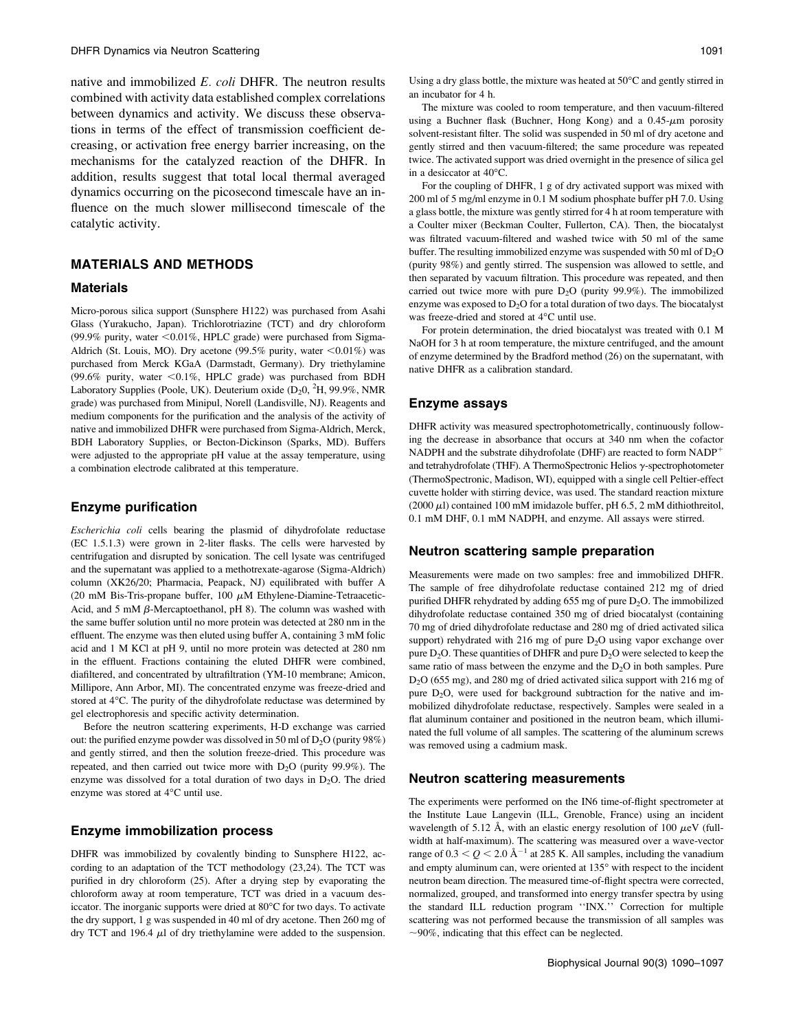native and immobilized *E. coli* DHFR. The neutron results combined with activity data established complex correlations between dynamics and activity. We discuss these observations in terms of the effect of transmission coefficient decreasing, or activation free energy barrier increasing, on the mechanisms for the catalyzed reaction of the DHFR. In addition, results suggest that total local thermal averaged dynamics occurring on the picosecond timescale have an influence on the much slower millisecond timescale of the catalytic activity.

## MATERIALS AND METHODS

### Materials

Micro-porous silica support (Sunsphere H122) was purchased from Asahi Glass (Yurakucho, Japan). Trichlorotriazine (TCT) and dry chloroform (99.9% purity, water <0.01%, HPLC grade) were purchased from Sigma-Aldrich (St. Louis, MO). Dry acetone (99.5% purity, water <0.01%) was purchased from Merck KGaA (Darmstadt, Germany). Dry triethylamine (99.6% purity, water <0.1%, HPLC grade) was purchased from BDH Laboratory Supplies (Poole, UK). Deuterium oxide ($D_2O$, $^2H$, 99.9%, NMR grade) was purchased from Minipul, Norell (Landisville, NJ). Reagents and medium components for the purification and the analysis of the activity of native and immobilized DHFR were purchased from Sigma-Aldrich, Merck, BDH Laboratory Supplies, or Becton-Dickinson (Sparks, MD). Buffers were adjusted to the appropriate pH value at the assay temperature, using a combination electrode calibrated at this temperature.

### Enzyme purification

*Escherichia coli* cells bearing the plasmid of dihydrofolate reductase (EC 1.5.1.3) were grown in 2-liter flasks. The cells were harvested by centrifugation and disrupted by sonication. The cell lysate was centrifuged and the supernatant was applied to a methotrexate-agarose (Sigma-Aldrich) column (XK26/20; Pharmacia, Peapack, NJ) equilibrated with buffer A (20 mM Bis-Tris-propane buffer, 100 $\mu$M Ethylene-Diamine-Tetraacetic-Acid, and 5 mM $\beta$-Mercaptoethanol, pH 8). The column was washed with the same buffer solution until no more protein was detected at 280 nm in the effluent. The enzyme was then eluted using buffer A, containing 3 mM folic acid and 1 M KCl at pH 9, until no more protein was detected at 280 nm in the effluent. Fractions containing the eluted DHFR were combined, diafiltered, and concentrated by ultrafiltration (YM-10 membrane; Amicon, Millipore, Ann Arbor, MI). The concentrated enzyme was freeze-dried and stored at 4°C. The purity of the dihydrofolate reductase was determined by gel electrophoresis and specific activity determination.

Before the neutron scattering experiments, H-D exchange was carried out: the purified enzyme powder was dissolved in 50 ml of $D_2O$ (purity 98%) and gently stirred, and then the solution freeze-dried. This procedure was repeated, and then carried out twice more with $D_2O$ (purity 99.9%). The enzyme was dissolved for a total duration of two days in $D_2O$. The dried enzyme was stored at 4°C until use.

### Enzyme immobilization process

DHFR was immobilized by covalently binding to Sunsphere H122, according to an adaptation of the TCT methodology (23,24). The TCT was purified in dry chloroform (25). After a drying step by evaporating the chloroform away at room temperature, TCT was dried in a vacuum desiccator. The inorganic supports were dried at 80°C for two days. To activate the dry support, 1 g was suspended in 40 ml of dry acetone. Then 260 mg of dry TCT and 196.4 $\mu$l of dry triethylamine were added to the suspension. Using a dry glass bottle, the mixture was heated at 50°C and gently stirred in an incubator for 4 h.

The mixture was cooled to room temperature, and then vacuum-filtered using a Buchner flask (Buchner, Hong Kong) and a 0.45-$\mu$m porosity solvent-resistant filter. The solid was suspended in 50 ml of dry acetone and gently stirred and then vacuum-filtered; the same procedure was repeated twice. The activated support was dried overnight in the presence of silica gel in a desiccator at 40°C.

For the coupling of DHFR, 1 g of dry activated support was mixed with 200 ml of 5 mg/ml enzyme in 0.1 M sodium phosphate buffer pH 7.0. Using a glass bottle, the mixture was gently stirred for 4 h at room temperature with a Coulter mixer (Beckman Coulter, Fullerton, CA). Then, the biocatalyst was filtrated vacuum-filtered and washed twice with 50 ml of the same buffer. The resulting immobilized enzyme was suspended with 50 ml of $D_2O$ (purity 98%) and gently stirred. The suspension was allowed to settle, and then separated by vacuum filtration. This procedure was repeated, and then carried out two times more with pure $D_2O$ (purity 99.9%). The immobilized enzyme was exposed to $D_2O$ for a total duration of two days. The biocatalyst was freeze-dried and stored at 4°C until use.

For protein determination, the dried biocatalyst was treated with 0.1 M NaOH for 3 h at room temperature, the mixture centrifuged, and the amount of enzyme determined by the Bradford method (26) on the supernatant, with native DHFR as a calibration standard.

### Enzyme assays

DHFR activity was measured spectrophotometrically, continuously following the decrease in absorbance that occurs at 340 nm when the cofactor NADPH and the substrate dihydrofolate (DHF) are reacted to form $NADP^+$ and tetrahydrofolate (THF). A ThermoSpectronic Helios $\gamma$-spectrophotometer (ThermoSpectronic, Madison, WI), equipped with a single cell Peltier-effect cuvette holder with stirring device, was used. The standard reaction mixture (2000 $\mu$l) contained 100 mM imidazole buffer, pH 6.5, 2 mM dithiothreitol, 0.1 mM DHF, 0.1 mM NADPH, and enzyme. All assays were stirred.

### Neutron scattering sample preparation

Measurements were made on two samples: free and immobilized DHFR. The sample of free dihydrofolate reductase contained 212 mg of dried purified DHFR rehydrated by adding 655 mg of pure $D_2O$. The immobilized dihydrofolate reductase contained 350 mg of dried biocatalyst (containing 70 mg of dried dihydrofolate reductase and 280 mg of dried activated silica support) rehydrated with 216 mg of pure $D_2O$ using vapor exchange over pure $D_2O$. These quantities of DHFR and pure $D_2O$ were selected to keep the same ratio of mass between the enzyme and the $D_2O$ in both samples. Pure $D_2O$ (655 mg), and 280 mg of dried activated silica support with 216 mg of pure $D_2O$, were used for background subtraction for the native and immobilized dihydrofolate reductase, respectively. Samples were sealed in a flat aluminum container and positioned in the neutron beam, which illuminated the full volume of all samples. The scattering of the aluminum screws was removed using a cadmium mask.

### Neutron scattering measurements

The experiments were performed on the IN6 time-of-flight spectrometer at the Institute Laue Langevin (ILL, Grenoble, France) using an incident wavelength of 5.12 Å, with an elastic energy resolution of 100 $\mu$eV (full-width at half-maximum). The scattering was measured over a wave-vector range of $0.3 < Q < 2.0$ Å$^{-1}$ at 285 K. All samples, including the vanadium and empty aluminum can, were oriented at 135° with respect to the incident neutron beam direction. The measured time-of-flight spectra were corrected, normalized, grouped, and transformed into energy transfer spectra by using the standard ILL reduction program "INX." Correction for multiple scattering was not performed because the transmission of all samples was ~90%, indicating that this effect can be neglected.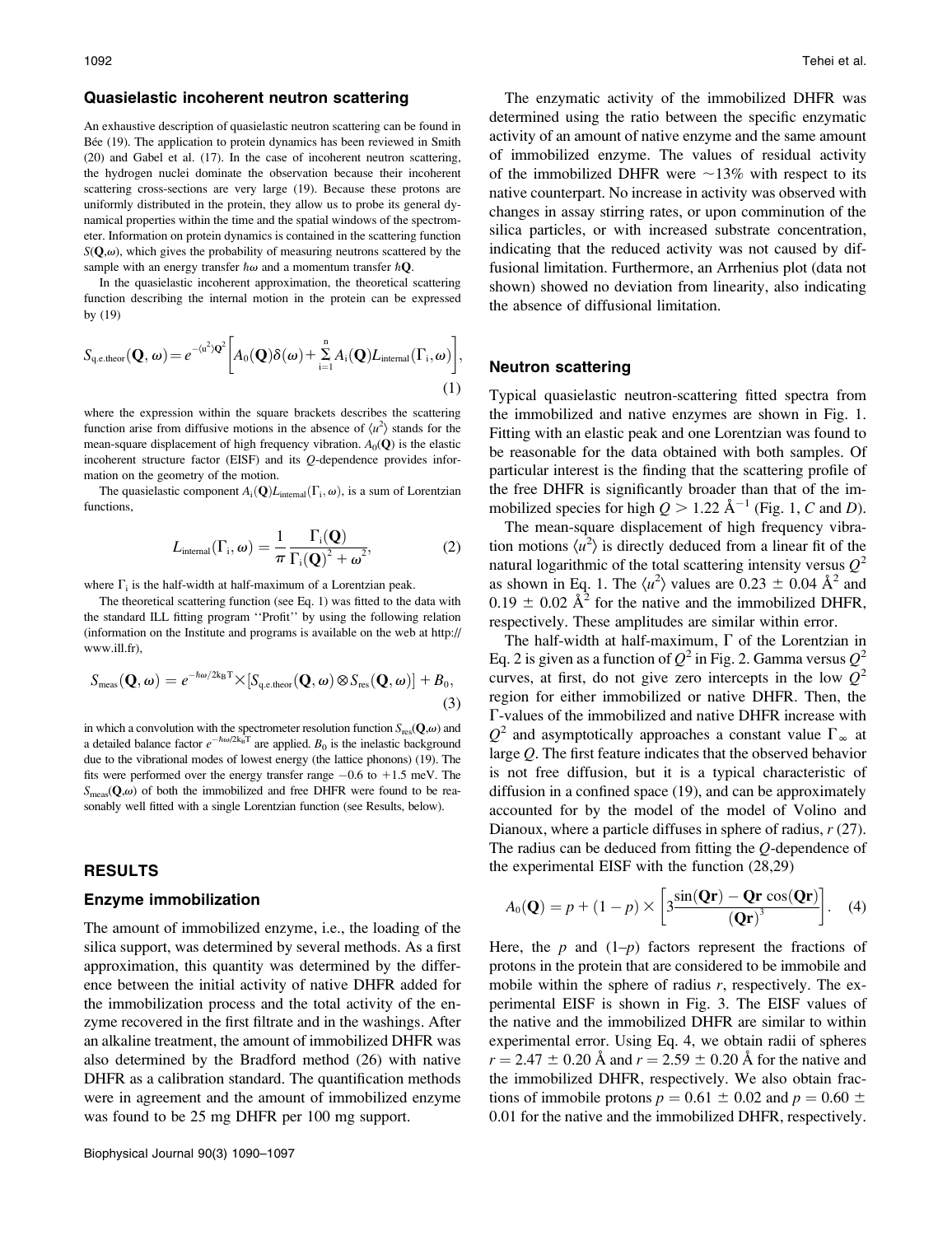### Quasielastic incoherent neutron scattering

An exhaustive description of quasielastic neutron scattering can be found in Bée (19). The application to protein dynamics has been reviewed in Smith (20) and Gabel et al. (17). In the case of incoherent neutron scattering, the hydrogen nuclei dominate the observation because their incoherent scattering cross-sections are very large (19). Because these protons are uniformly distributed in the protein, they allow us to probe its general dynamical properties within the time and the spatial windows of the spectrometer. Information on protein dynamics is contained in the scattering function $S(\mathbf{Q},\omega)$, which gives the probability of measuring neutrons scattered by the sample with an energy transfer $\hbar\omega$ and a momentum transfer $\hbar\mathbf{Q}$.

In the quasielastic incoherent approximation, the theoretical scattering function describing the internal motion in the protein can be expressed by (19)

$$S_{\text{q.e.theor}}(\mathbf{Q},\omega) = e^{-\langle u^2\rangle \mathbf{Q}^2}\left[A_0(\mathbf{Q})\delta(\omega) + \sum_{i=1}^{n} A_i(\mathbf{Q})L_{\text{internal}}(\Gamma_i,\omega)\right], \quad (1)$$

where the expression within the square brackets describes the scattering function arise from diffusive motions in the absence of $\langle u^2\rangle$ stands for the mean-square displacement of high frequency vibration. $A_0(\mathbf{Q})$ is the elastic incoherent structure factor (EISF) and its $Q$-dependence provides information on the geometry of the motion.

The quasielastic component $A_i(\mathbf{Q})L_{\text{internal}}(\Gamma_i,\omega)$, is a sum of Lorentzian functions,

$$L_{\text{internal}}(\Gamma_i,\omega) = \frac{1}{\pi}\frac{\Gamma_i(\mathbf{Q})}{\Gamma_i(\mathbf{Q})^2 + \omega^2}, \quad (2)$$

where $\Gamma_i$ is the half-width at half-maximum of a Lorentzian peak.

The theoretical scattering function (see Eq. 1) was fitted to the data with the standard ILL fitting program ''Profit'' by using the following relation (information on the Institute and programs is available on the web at http://www.ill.fr),

$$S_{\text{meas}}(\mathbf{Q},\omega) = e^{-\hbar\omega/2k_BT} \times [S_{\text{q.e.theor}}(\mathbf{Q},\omega) \otimes S_{\text{res}}(\mathbf{Q},\omega)] + B_0, \quad (3)$$

in which a convolution with the spectrometer resolution function $S_{\text{res}}(\mathbf{Q},\omega)$ and a detailed balance factor $e^{-\hbar\omega/2k_BT}$ are applied. $B_0$ is the inelastic background due to the vibrational modes of lowest energy (the lattice phonons) (19). The fits were performed over the energy transfer range $-0.6$ to $+1.5$ meV. The $S_{\text{meas}}(\mathbf{Q},\omega)$ of both the immobilized and free DHFR were found to be reasonably well fitted with a single Lorentzian function (see Results, below).

## RESULTS

### Enzyme immobilization

The amount of immobilized enzyme, i.e., the loading of the silica support, was determined by several methods. As a first approximation, this quantity was determined by the difference between the initial activity of native DHFR added for the immobilization process and the total activity of the enzyme recovered in the first filtrate and in the washings. After an alkaline treatment, the amount of immobilized DHFR was also determined by the Bradford method (26) with native DHFR as a calibration standard. The quantification methods were in agreement and the amount of immobilized enzyme was found to be 25 mg DHFR per 100 mg support.

The enzymatic activity of the immobilized DHFR was determined using the ratio between the specific enzymatic activity of an amount of native enzyme and the same amount of immobilized enzyme. The values of residual activity of the immobilized DHFR were ~13% with respect to its native counterpart. No increase in activity was observed with changes in assay stirring rates, or upon comminution of the silica particles, or with increased substrate concentration, indicating that the reduced activity was not caused by diffusional limitation. Furthermore, an Arrhenius plot (data not shown) showed no deviation from linearity, also indicating the absence of diffusional limitation.

### Neutron scattering

Typical quasielastic neutron-scattering fitted spectra from the immobilized and native enzymes are shown in Fig. 1. Fitting with an elastic peak and one Lorentzian was found to be reasonable for the data obtained with both samples. Of particular interest is the finding that the scattering profile of the free DHFR is significantly broader than that of the immobilized species for high $Q > 1.22$ Å$^{-1}$ (Fig. 1, *C* and *D*).

The mean-square displacement of high frequency vibration motions $\langle u^2\rangle$ is directly deduced from a linear fit of the natural logarithmic of the total scattering intensity versus $Q^2$ as shown in Eq. 1. The $\langle u^2\rangle$ values are $0.23 \pm 0.04$ Å$^2$ and $0.19 \pm 0.02$ Å$^2$ for the native and the immobilized DHFR, respectively. These amplitudes are similar within error.

The half-width at half-maximum, $\Gamma$ of the Lorentzian in Eq. 2 is given as a function of $Q^2$ in Fig. 2. Gamma versus $Q^2$ curves, at first, do not give zero intercepts in the low $Q^2$ region for either immobilized or native DHFR. Then, the $\Gamma$-values of the immobilized and native DHFR increase with $Q^2$ and asymptotically approaches a constant value $\Gamma_\infty$ at large $Q$. The first feature indicates that the observed behavior is not free diffusion, but it is a typical characteristic of diffusion in a confined space (19), and can be approximately accounted for by the model of the model of Volino and Dianoux, where a particle diffuses in sphere of radius, $r$ (27). The radius can be deduced from fitting the $Q$-dependence of the experimental EISF with the function (28,29)

$$A_0(\mathbf{Q}) = p + (1-p) \times \left[3\frac{\sin(\mathbf{Qr}) - \mathbf{Qr}\cos(\mathbf{Qr})}{(\mathbf{Qr})^3}\right]. \quad (4)$$

Here, the $p$ and $(1\text{–}p)$ factors represent the fractions of protons in the protein that are considered to be immobile and mobile within the sphere of radius $r$, respectively. The experimental EISF is shown in Fig. 3. The EISF values of the native and the immobilized DHFR are similar to within experimental error. Using Eq. 4, we obtain radii of spheres $r = 2.47 \pm 0.20$ Å and $r = 2.59 \pm 0.20$ Å for the native and the immobilized DHFR, respectively. We also obtain fractions of immobile protons $p = 0.61 \pm 0.02$ and $p = 0.60 \pm 0.01$ for the native and the immobilized DHFR, respectively.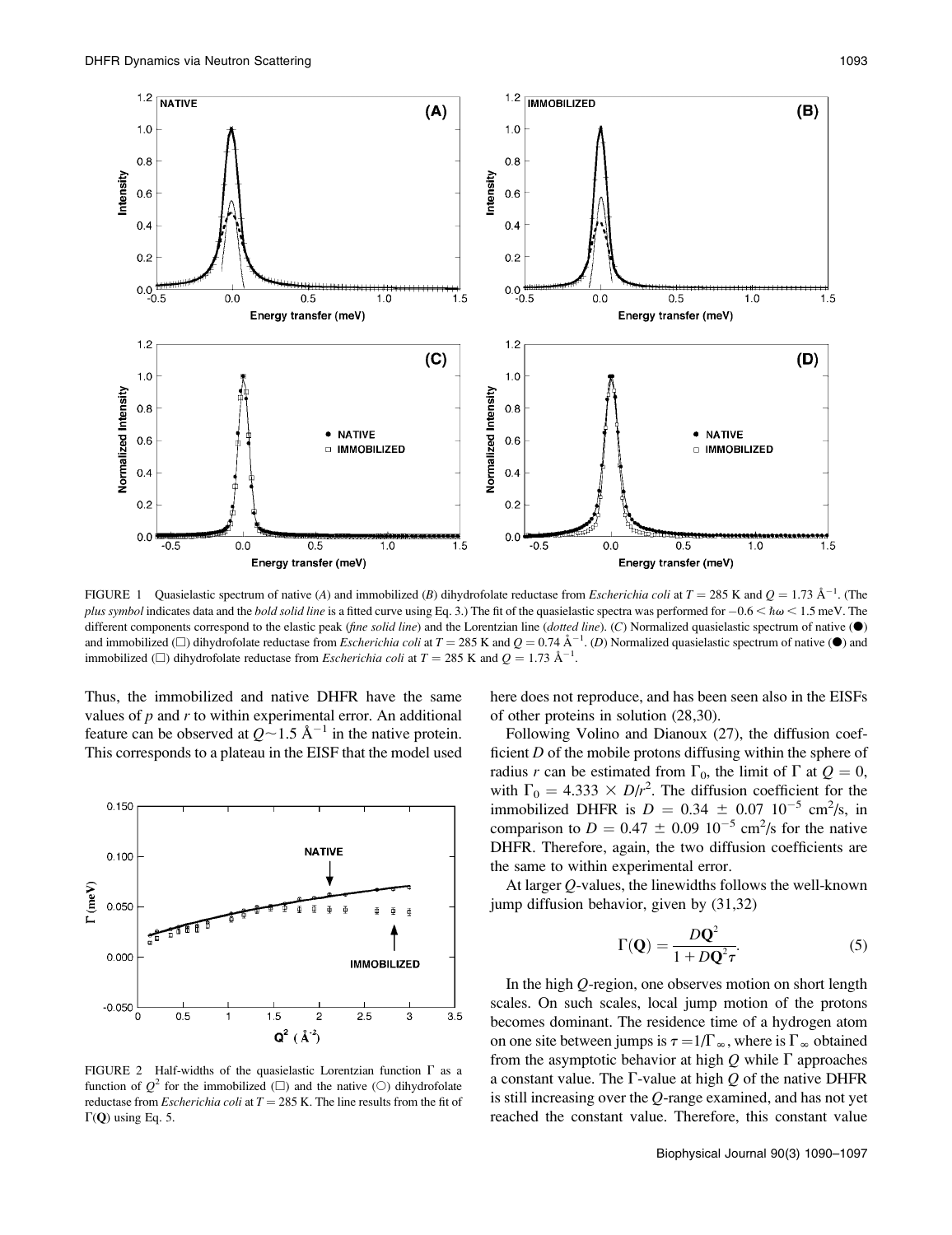FIGURE 1 Quasielastic spectrum of native (*A*) and immobilized (*B*) dihydrofolate reductase from *Escherichia coli* at $T = 285$ K and $Q = 1.73$ Å$^{-1}$. (The *plus symbol* indicates data and the *bold solid line* is a fitted curve using Eq. 3.) The fit of the quasielastic spectra was performed for $-0.6 < \hbar\omega < 1.5$ meV. The different components correspond to the elastic peak (*fine solid line*) and the Lorentzian line (*dotted line*). (*C*) Normalized quasielastic spectrum of native (●) and immobilized (□) dihydrofolate reductase from *Escherichia coli* at $T = 285$ K and $Q = 0.74$ Å$^{-1}$. (*D*) Normalized quasielastic spectrum of native (●) and immobilized (□) dihydrofolate reductase from *Escherichia coli* at $T = 285$ K and $Q = 1.73$ Å$^{-1}$.

Thus, the immobilized and native DHFR have the same values of $p$ and $r$ to within experimental error. An additional feature can be observed at $Q \sim 1.5$ Å$^{-1}$ in the native protein. This corresponds to a plateau in the EISF that the model used here does not reproduce, and has been seen also in the EISFs of other proteins in solution (28,30).

FIGURE 2 Half-widths of the quasielastic Lorentzian function $\Gamma$ as a function of $Q^2$ for the immobilized (□) and the native (○) dihydrofolate reductase from *Escherichia coli* at $T = 285$ K. The line results from the fit of $\Gamma(\mathbf{Q})$ using Eq. 5.

Following Volino and Dianoux (27), the diffusion coefficient $D$ of the mobile protons diffusing within the sphere of radius $r$ can be estimated from $\Gamma_0$, the limit of $\Gamma$ at $Q = 0$, with $\Gamma_0 = 4.333 \times D/r^2$. The diffusion coefficient for the immobilized DHFR is $D = 0.34 \pm 0.07\ 10^{-5}$ cm$^2$/s, in comparison to $D = 0.47 \pm 0.09\ 10^{-5}$ cm$^2$/s for the native DHFR. Therefore, again, the two diffusion coefficients are the same to within experimental error.

At larger $Q$-values, the linewidths follows the well-known jump diffusion behavior, given by (31,32)

$$\Gamma(\mathbf{Q}) = \frac{D\mathbf{Q}^2}{1 + D\mathbf{Q}^2\tau}. \tag{5}$$

In the high $Q$-region, one observes motion on short length scales. On such scales, local jump motion of the protons becomes dominant. The residence time of a hydrogen atom on one site between jumps is $\tau = 1/\Gamma_\infty$, where is $\Gamma_\infty$ obtained from the asymptotic behavior at high $Q$ while $\Gamma$ approaches a constant value. The $\Gamma$-value at high $Q$ of the native DHFR is still increasing over the $Q$-range examined, and has not yet reached the constant value. Therefore, this constant value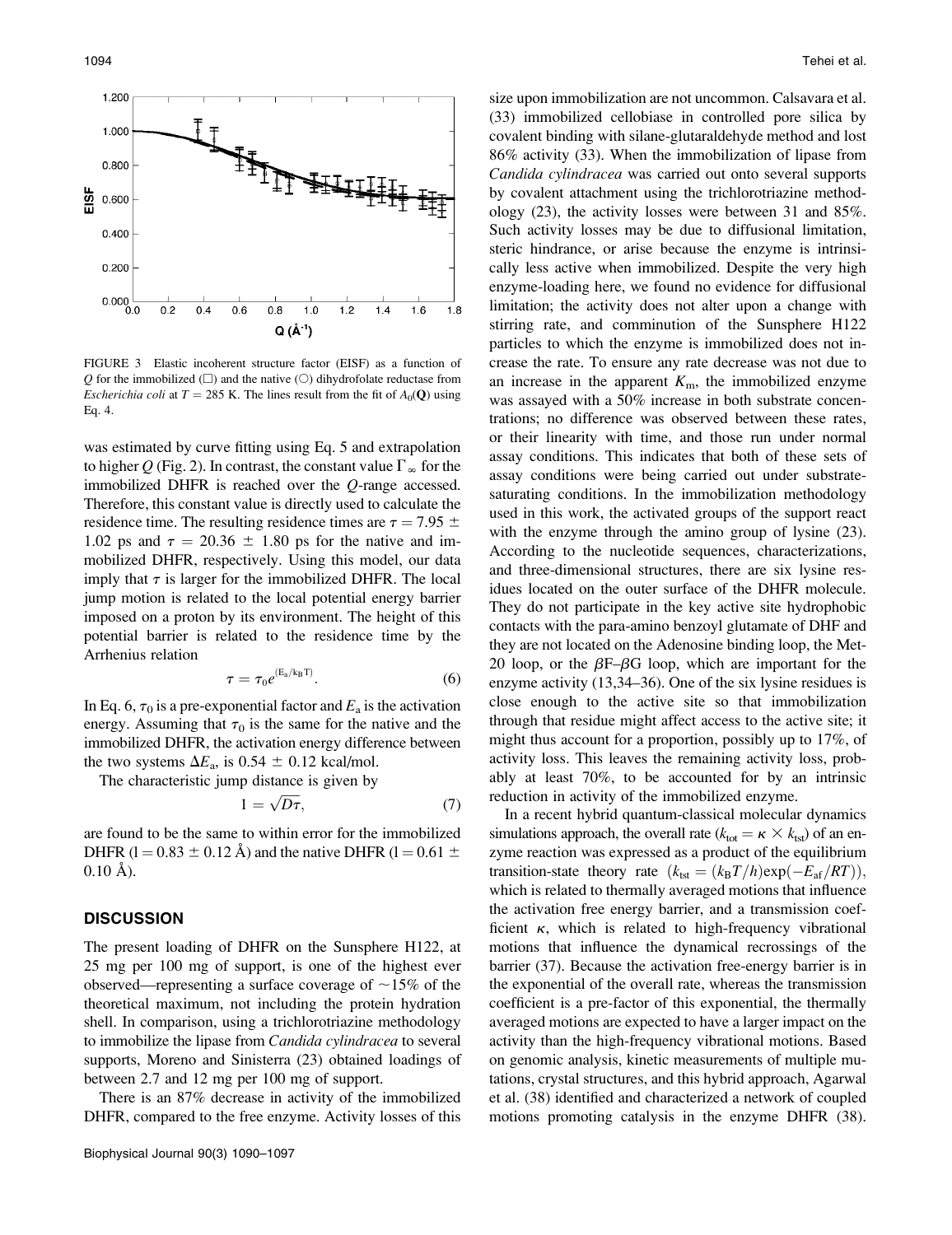FIGURE 3 Elastic incoherent structure factor (EISF) as a function of $Q$ for the immobilized (□) and the native (○) dihydrofolate reductase from *Escherichia coli* at $T = 285$ K. The lines result from the fit of $A_0(\mathbf{Q})$ using Eq. 4.

was estimated by curve fitting using Eq. 5 and extrapolation to higher $Q$ (Fig. 2). In contrast, the constant value $\Gamma_\infty$ for the immobilized DHFR is reached over the $Q$-range accessed. Therefore, this constant value is directly used to calculate the residence time. The resulting residence times are $\tau = 7.95 \pm 1.02$ ps and $\tau = 20.36 \pm 1.80$ ps for the native and immobilized DHFR, respectively. Using this model, our data imply that $\tau$ is larger for the immobilized DHFR. The local jump motion is related to the local potential energy barrier imposed on a proton by its environment. The height of this potential barrier is related to the residence time by the Arrhenius relation

$$\tau = \tau_0 e^{(E_a/k_B T)}. \tag{6}$$

In Eq. 6, $\tau_0$ is a pre-exponential factor and $E_a$ is the activation energy. Assuming that $\tau_0$ is the same for the native and the immobilized DHFR, the activation energy difference between the two systems $\Delta E_a$, is $0.54 \pm 0.12$ kcal/mol.

The characteristic jump distance is given by

$$1 = \sqrt{D\tau}, \tag{7}$$

are found to be the same to within error for the immobilized DHFR ($1 = 0.83 \pm 0.12$ Å) and the native DHFR ($1 = 0.61 \pm 0.10$ Å).

## DISCUSSION

The present loading of DHFR on the Sunsphere H122, at 25 mg per 100 mg of support, is one of the highest ever observed—representing a surface coverage of ~15% of the theoretical maximum, not including the protein hydration shell. In comparison, using a trichlorotriazine methodology to immobilize the lipase from *Candida cylindracea* to several supports, Moreno and Sinisterra (23) obtained loadings of between 2.7 and 12 mg per 100 mg of support.

There is an 87% decrease in activity of the immobilized DHFR, compared to the free enzyme. Activity losses of this size upon immobilization are not uncommon. Calsavara et al. (33) immobilized cellobiase in controlled pore silica by covalent binding with silane-glutaraldehyde method and lost 86% activity (33). When the immobilization of lipase from *Candida cylindracea* was carried out onto several supports by covalent attachment using the trichlorotriazine methodology (23), the activity losses were between 31 and 85%. Such activity losses may be due to diffusional limitation, steric hindrance, or arise because the enzyme is intrinsically less active when immobilized. Despite the very high enzyme-loading here, we found no evidence for diffusional limitation; the activity does not alter upon a change with stirring rate, and comminution of the Sunsphere H122 particles to which the enzyme is immobilized does not increase the rate. To ensure any rate decrease was not due to an increase in the apparent $K_m$, the immobilized enzyme was assayed with a 50% increase in both substrate concentrations; no difference was observed between these rates, or their linearity with time, and those run under normal assay conditions. This indicates that both of these sets of assay conditions were being carried out under substrate-saturating conditions. In the immobilization methodology used in this work, the activated groups of the support react with the enzyme through the amino group of lysine (23). According to the nucleotide sequences, characterizations, and three-dimensional structures, there are six lysine residues located on the outer surface of the DHFR molecule. They do not participate in the key active site hydrophobic contacts with the para-amino benzoyl glutamate of DHF and they are not located on the Adenosine binding loop, the Met-20 loop, or the βF–βG loop, which are important for the enzyme activity (13,34–36). One of the six lysine residues is close enough to the active site so that immobilization through that residue might affect access to the active site; it might thus account for a proportion, possibly up to 17%, of activity loss. This leaves the remaining activity loss, probably at least 70%, to be accounted for by an intrinsic reduction in activity of the immobilized enzyme.

In a recent hybrid quantum-classical molecular dynamics simulations approach, the overall rate ($k_{tot} = \kappa \times k_{tst}$) of an enzyme reaction was expressed as a product of the equilibrium transition-state theory rate ($k_{tst} = (k_B T/h)\exp(-E_{af}/RT)$), which is related to thermally averaged motions that influence the activation free energy barrier, and a transmission coefficient $\kappa$, which is related to high-frequency vibrational motions that influence the dynamical recrossings of the barrier (37). Because the activation free-energy barrier is in the exponential of the overall rate, whereas the transmission coefficient is a pre-factor of this exponential, the thermally averaged motions are expected to have a larger impact on the activity than the high-frequency vibrational motions. Based on genomic analysis, kinetic measurements of multiple mutations, crystal structures, and this hybrid approach, Agarwal et al. (38) identified and characterized a network of coupled motions promoting catalysis in the enzyme DHFR (38).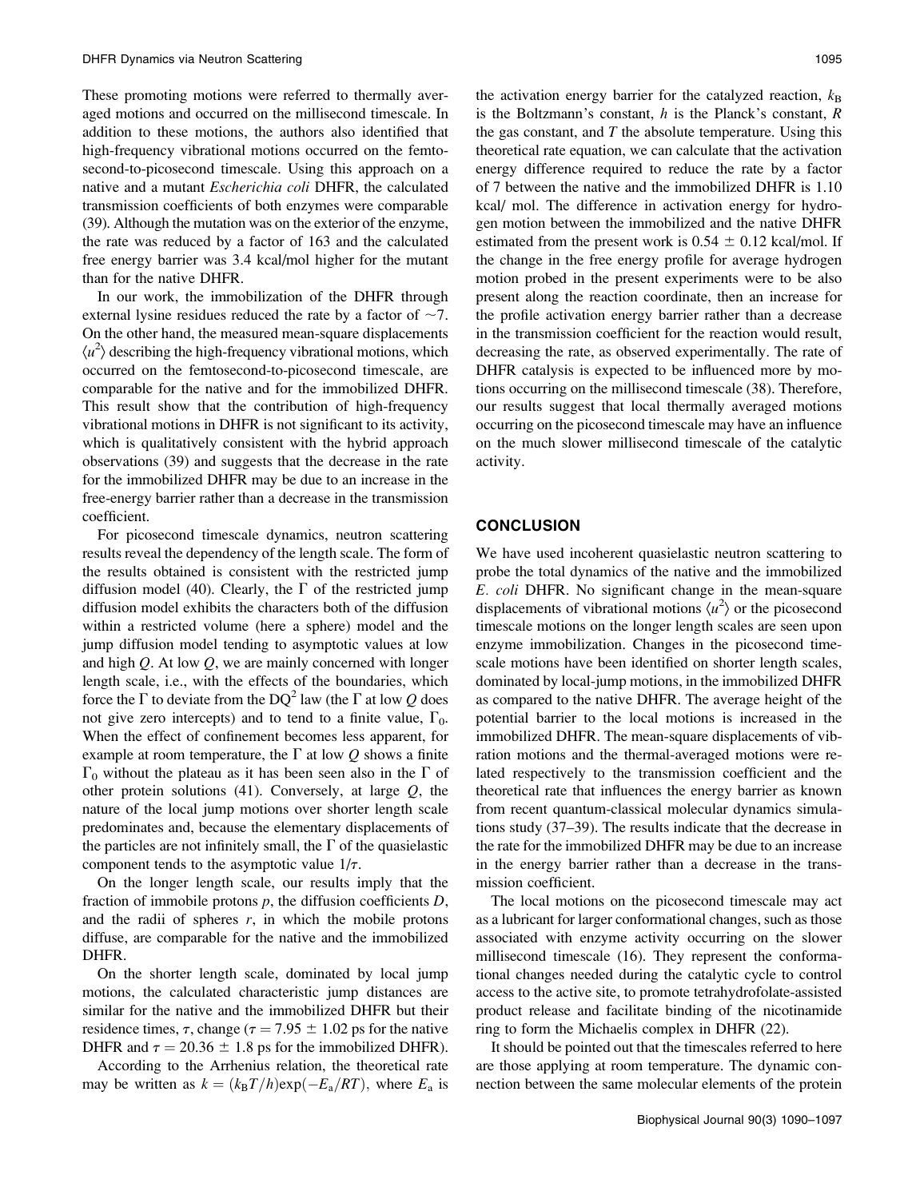These promoting motions were referred to thermally averaged motions and occurred on the millisecond timescale. In addition to these motions, the authors also identified that high-frequency vibrational motions occurred on the femtosecond-to-picosecond timescale. Using this approach on a native and a mutant *Escherichia coli* DHFR, the calculated transmission coefficients of both enzymes were comparable (39). Although the mutation was on the exterior of the enzyme, the rate was reduced by a factor of 163 and the calculated free energy barrier was 3.4 kcal/mol higher for the mutant than for the native DHFR.

In our work, the immobilization of the DHFR through external lysine residues reduced the rate by a factor of $\sim$7. On the other hand, the measured mean-square displacements $\langle u^2 \rangle$ describing the high-frequency vibrational motions, which occurred on the femtosecond-to-picosecond timescale, are comparable for the native and for the immobilized DHFR. This result show that the contribution of high-frequency vibrational motions in DHFR is not significant to its activity, which is qualitatively consistent with the hybrid approach observations (39) and suggests that the decrease in the rate for the immobilized DHFR may be due to an increase in the free-energy barrier rather than a decrease in the transmission coefficient.

For picosecond timescale dynamics, neutron scattering results reveal the dependency of the length scale. The form of the results obtained is consistent with the restricted jump diffusion model (40). Clearly, the $\Gamma$ of the restricted jump diffusion model exhibits the characters both of the diffusion within a restricted volume (here a sphere) model and the jump diffusion model tending to asymptotic values at low and high $Q$. At low $Q$, we are mainly concerned with longer length scale, i.e., with the effects of the boundaries, which force the $\Gamma$ to deviate from the $DQ^2$ law (the $\Gamma$ at low $Q$ does not give zero intercepts) and to tend to a finite value, $\Gamma_0$. When the effect of confinement becomes less apparent, for example at room temperature, the $\Gamma$ at low $Q$ shows a finite $\Gamma_0$ without the plateau as it has been seen also in the $\Gamma$ of other protein solutions (41). Conversely, at large $Q$, the nature of the local jump motions over shorter length scale predominates and, because the elementary displacements of the particles are not infinitely small, the $\Gamma$ of the quasielastic component tends to the asymptotic value $1/\tau$.

On the longer length scale, our results imply that the fraction of immobile protons $p$, the diffusion coefficients $D$, and the radii of spheres $r$, in which the mobile protons diffuse, are comparable for the native and the immobilized DHFR.

On the shorter length scale, dominated by local jump motions, the calculated characteristic jump distances are similar for the native and the immobilized DHFR but their residence times, $\tau$, change ($\tau = 7.95 \pm 1.02$ ps for the native DHFR and $\tau = 20.36 \pm 1.8$ ps for the immobilized DHFR).

According to the Arrhenius relation, the theoretical rate may be written as $k = (k_B T/h)\exp(-E_a/RT)$, where $E_a$ is the activation energy barrier for the catalyzed reaction, $k_B$ is the Boltzmann's constant, $h$ is the Planck's constant, $R$ the gas constant, and $T$ the absolute temperature. Using this theoretical rate equation, we can calculate that the activation energy difference required to reduce the rate by a factor of 7 between the native and the immobilized DHFR is 1.10 kcal/ mol. The difference in activation energy for hydrogen motion between the immobilized and the native DHFR estimated from the present work is $0.54 \pm 0.12$ kcal/mol. If the change in the free energy profile for average hydrogen motion probed in the present experiments were to be also present along the reaction coordinate, then an increase for the profile activation energy barrier rather than a decrease in the transmission coefficient for the reaction would result, decreasing the rate, as observed experimentally. The rate of DHFR catalysis is expected to be influenced more by motions occurring on the millisecond timescale (38). Therefore, our results suggest that local thermally averaged motions occurring on the picosecond timescale may have an influence on the much slower millisecond timescale of the catalytic activity.

## CONCLUSION

We have used incoherent quasielastic neutron scattering to probe the total dynamics of the native and the immobilized *E. coli* DHFR. No significant change in the mean-square displacements of vibrational motions $\langle u^2 \rangle$ or the picosecond timescale motions on the longer length scales are seen upon enzyme immobilization. Changes in the picosecond timescale motions have been identified on shorter length scales, dominated by local-jump motions, in the immobilized DHFR as compared to the native DHFR. The average height of the potential barrier to the local motions is increased in the immobilized DHFR. The mean-square displacements of vibration motions and the thermal-averaged motions were related respectively to the transmission coefficient and the theoretical rate that influences the energy barrier as known from recent quantum-classical molecular dynamics simulations study (37–39). The results indicate that the decrease in the rate for the immobilized DHFR may be due to an increase in the energy barrier rather than a decrease in the transmission coefficient.

The local motions on the picosecond timescale may act as a lubricant for larger conformational changes, such as those associated with enzyme activity occurring on the slower millisecond timescale (16). They represent the conformational changes needed during the catalytic cycle to control access to the active site, to promote tetrahydrofolate-assisted product release and facilitate binding of the nicotinamide ring to form the Michaelis complex in DHFR (22).

It should be pointed out that the timescales referred to here are those applying at room temperature. The dynamic connection between the same molecular elements of the protein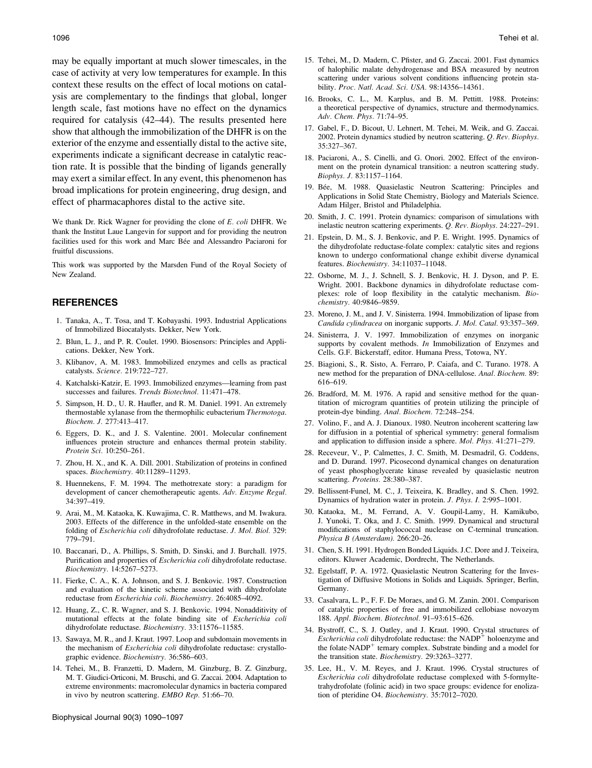may be equally important at much slower timescales, in the case of activity at very low temperatures for example. In this context these results on the effect of local motions on catalysis are complementary to the findings that global, longer length scale, fast motions have no effect on the dynamics required for catalysis (42–44). The results presented here show that although the immobilization of the DHFR is on the exterior of the enzyme and essentially distal to the active site, experiments indicate a significant decrease in catalytic reaction rate. It is possible that the binding of ligands generally may exert a similar effect. In any event, this phenomenon has broad implications for protein engineering, drug design, and effect of pharmacaphores distal to the active site.

We thank Dr. Rick Wagner for providing the clone of *E. coli* DHFR. We thank the Institut Laue Langevin for support and for providing the neutron facilities used for this work and Marc Bée and Alessandro Paciaroni for fruitful discussions.

This work was supported by the Marsden Fund of the Royal Society of New Zealand.

## REFERENCES

1. Tanaka, A., T. Tosa, and T. Kobayashi. 1993. Industrial Applications of Immobilized Biocatalysts. Dekker, New York.
2. Blun, L. J., and P. R. Coulet. 1990. Biosensors: Principles and Applications. Dekker, New York.
3. Klibanov, A. M. 1983. Immobilized enzymes and cells as practical catalysts. *Science*. 219:722–727.
4. Katchalski-Katzir, E. 1993. Immobilized enzymes—learning from past successes and failures. *Trends Biotechnol*. 11:471–478.
5. Simpson, H. D., U. R. Haufler, and R. M. Daniel. 1991. An extremely thermostable xylanase from the thermophilic eubacterium *Thermotoga*. *Biochem. J*. 277:413–417.
6. Eggers, D. K., and J. S. Valentine. 2001. Molecular confinement influences protein structure and enhances thermal protein stability. *Protein Sci*. 10:250–261.
7. Zhou, H. X., and K. A. Dill. 2001. Stabilization of proteins in confined spaces. *Biochemistry*. 40:11289–11293.
8. Huennekens, F. M. 1994. The methotrexate story: a paradigm for development of cancer chemotherapeutic agents. *Adv. Enzyme Regul*. 34:397–419.
9. Arai, M., M. Kataoka, K. Kuwajima, C. R. Matthews, and M. Iwakura. 2003. Effects of the difference in the unfolded-state ensemble on the folding of *Escherichia coli* dihydrofolate reductase. *J. Mol. Biol*. 329: 779–791.
10. Baccanari, D., A. Phillips, S. Smith, D. Sinski, and J. Burchall. 1975. Purification and properties of *Escherichia coli* dihydrofolate reductase. *Biochemistry*. 14:5267–5273.
11. Fierke, C. A., K. A. Johnson, and S. J. Benkovic. 1987. Construction and evaluation of the kinetic scheme associated with dihydrofolate reductase from *Escherichia coli*. *Biochemistry*. 26:4085–4092.
12. Huang, Z., C. R. Wagner, and S. J. Benkovic. 1994. Nonadditivity of mutational effects at the folate binding site of *Escherichia coli* dihydrofolate reductase. *Biochemistry*. 33:11576–11585.
13. Sawaya, M. R., and J. Kraut. 1997. Loop and subdomain movements in the mechanism of *Escherichia coli* dihydrofolate reductase: crystallographic evidence. *Biochemistry*. 36:586–603.
14. Tehei, M., B. Franzetti, D. Madern, M. Ginzburg, B. Z. Ginzburg, M. T. Giudici-Orticoni, M. Bruschi, and G. Zaccai. 2004. Adaptation to extreme environments: macromolecular dynamics in bacteria compared in vivo by neutron scattering. *EMBO Rep*. 51:66–70.
15. Tehei, M., D. Madern, C. Pfister, and G. Zaccai. 2001. Fast dynamics of halophilic malate dehydrogenase and BSA measured by neutron scattering under various solvent conditions influencing protein stability. *Proc. Natl. Acad. Sci. USA*. 98:14356–14361.
16. Brooks, C. L., M. Karplus, and B. M. Pettitt. 1988. Proteins: a theoretical perspective of dynamics, structure and thermodynamics. *Adv. Chem. Phys*. 71:74–95.
17. Gabel, F., D. Bicout, U. Lehnert, M. Tehei, M. Weik, and G. Zaccai. 2002. Protein dynamics studied by neutron scattering. *Q. Rev. Biophys*. 35:327–367.
18. Paciaroni, A., S. Cinelli, and G. Onori. 2002. Effect of the environment on the protein dynamical transition: a neutron scattering study. *Biophys. J*. 83:1157–1164.
19. Bée, M. 1988. Quasielastic Neutron Scattering: Principles and Applications in Solid State Chemistry, Biology and Materials Science. Adam Hilger, Bristol and Philadelphia.
20. Smith, J. C. 1991. Protein dynamics: comparison of simulations with inelastic neutron scattering experiments. *Q. Rev. Biophys*. 24:227–291.
21. Epstein, D. M., S. J. Benkovic, and P. E. Wright. 1995. Dynamics of the dihydrofolate reductase-folate complex: catalytic sites and regions known to undergo conformational change exhibit diverse dynamical features. *Biochemistry*. 34:11037–11048.
22. Osborne, M. J., J. Schnell, S. J. Benkovic, H. J. Dyson, and P. E. Wright. 2001. Backbone dynamics in dihydrofolate reductase complexes: role of loop flexibility in the catalytic mechanism. *Biochemistry*. 40:9846–9859.
23. Moreno, J. M., and J. V. Sinisterra. 1994. Immobilization of lipase from *Candida cylindracea* on inorganic supports. *J. Mol. Catal*. 93:357–369.
24. Sinisterra, J. V. 1997. Immobilization of enzymes on inorganic supports by covalent methods. *In* Immobilization of Enzymes and Cells. G.F. Bickerstaff, editor. Humana Press, Totowa, NY.
25. Biagioni, S., R. Sisto, A. Ferraro, P. Caiafa, and C. Turano. 1978. A new method for the preparation of DNA-cellulose. *Anal. Biochem*. 89: 616–619.
26. Bradford, M. M. 1976. A rapid and sensitive method for the quantitation of microgram quantities of protein utilizing the principle of protein-dye binding. *Anal. Biochem*. 72:248–254.
27. Volino, F., and A. J. Dianoux. 1980. Neutron incoherent scattering law for diffusion in a potential of spherical symmetry: general formalism and application to diffusion inside a sphere. *Mol. Phys*. 41:271–279.
28. Receveur, V., P. Calmettes, J. C. Smith, M. Desmadril, G. Coddens, and D. Durand. 1997. Picosecond dynamical changes on denaturation of yeast phosphoglycerate kinase revealed by quasielastic neutron scattering. *Proteins*. 28:380–387.
29. Bellissent-Funel, M. C., J. Teixeira, K. Bradley, and S. Chen. 1992. Dynamics of hydration water in protein. *J. Phys. I*. 2:995–1001.
30. Kataoka, M., M. Ferrand, A. V. Goupil-Lamy, H. Kamikubo, J. Yunoki, T. Oka, and J. C. Smith. 1999. Dynamical and structural modifications of staphylococcal nuclease on C-terminal truncation. *Physica B (Amsterdam)*. 266:20–26.
31. Chen, S. H. 1991. Hydrogen Bonded Liquids. J.C. Dore and J. Teixeira, editors. Kluwer Academic, Dordrecht, The Netherlands.
32. Egelstaff, P. A. 1972. Quasielastic Neutron Scattering for the Investigation of Diffusive Motions in Solids and Liquids. Springer, Berlin, Germany.
33. Casalvara, L. P., F. F. De Moraes, and G. M. Zanin. 2001. Comparison of catalytic properties of free and immobilized cellobiase novozym 188. *Appl. Biochem. Biotechnol*. 91–93:615–626.
34. Bystroff, C., S. J. Oatley, and J. Kraut. 1990. Crystal structures of *Escherichia coli* dihydrofolate reductase: the $NADP^+$ holoenzyme and the folate·$NADP^+$ ternary complex. Substrate binding and a model for the transition state. *Biochemistry*. 29:3263–3277.
35. Lee, H., V. M. Reyes, and J. Kraut. 1996. Crystal structures of *Escherichia coli* dihydrofolate reductase complexed with 5-formyltetrahydrofolate (folinic acid) in two space groups: evidence for enolization of pteridine O4. *Biochemistry*. 35:7012–7020.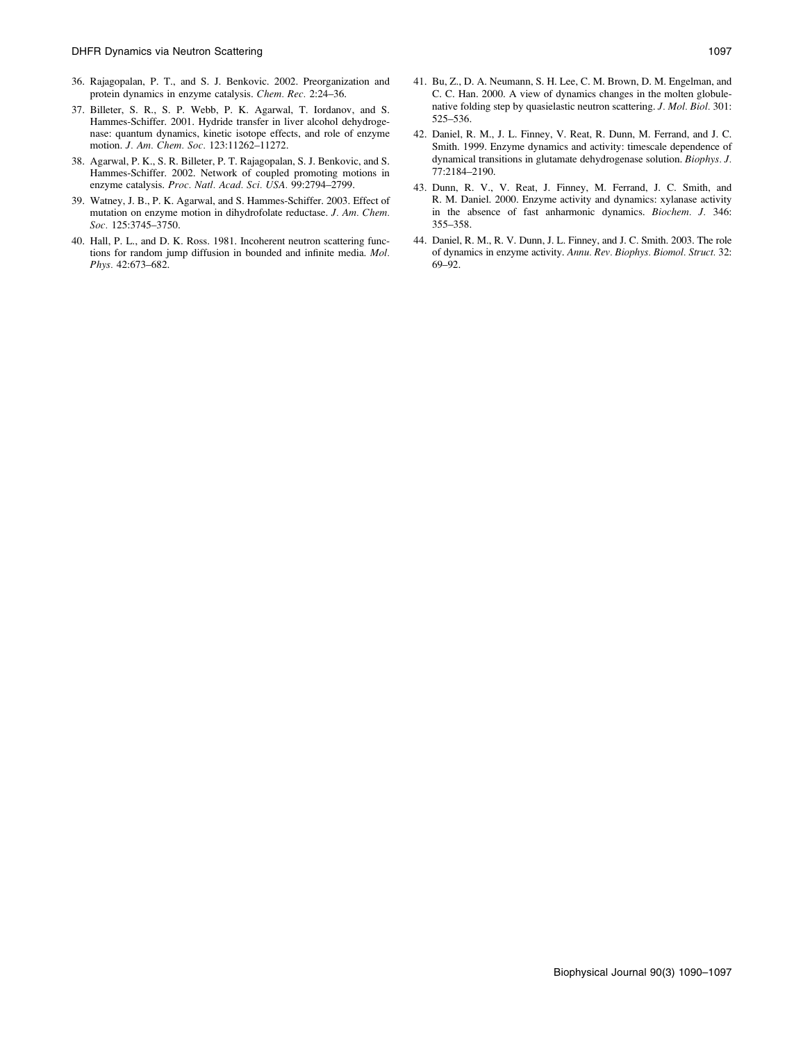36. Rajagopalan, P. T., and S. J. Benkovic. 2002. Preorganization and protein dynamics in enzyme catalysis. *Chem. Rec.* 2:24–36.

37. Billeter, S. R., S. P. Webb, P. K. Agarwal, T. Iordanov, and S. Hammes-Schiffer. 2001. Hydride transfer in liver alcohol dehydrogenase: quantum dynamics, kinetic isotope effects, and role of enzyme motion. *J. Am. Chem. Soc.* 123:11262–11272.

38. Agarwal, P. K., S. R. Billeter, P. T. Rajagopalan, S. J. Benkovic, and S. Hammes-Schiffer. 2002. Network of coupled promoting motions in enzyme catalysis. *Proc. Natl. Acad. Sci. USA.* 99:2794–2799.

39. Watney, J. B., P. K. Agarwal, and S. Hammes-Schiffer. 2003. Effect of mutation on enzyme motion in dihydrofolate reductase. *J. Am. Chem. Soc.* 125:3745–3750.

40. Hall, P. L., and D. K. Ross. 1981. Incoherent neutron scattering functions for random jump diffusion in bounded and infinite media. *Mol. Phys.* 42:673–682.

41. Bu, Z., D. A. Neumann, S. H. Lee, C. M. Brown, D. M. Engelman, and C. C. Han. 2000. A view of dynamics changes in the molten globule-native folding step by quasielastic neutron scattering. *J. Mol. Biol.* 301: 525–536.

42. Daniel, R. M., J. L. Finney, V. Reat, R. Dunn, M. Ferrand, and J. C. Smith. 1999. Enzyme dynamics and activity: timescale dependence of dynamical transitions in glutamate dehydrogenase solution. *Biophys. J.* 77:2184–2190.

43. Dunn, R. V., V. Reat, J. Finney, M. Ferrand, J. C. Smith, and R. M. Daniel. 2000. Enzyme activity and dynamics: xylanase activity in the absence of fast anharmonic dynamics. *Biochem. J.* 346: 355–358.

44. Daniel, R. M., R. V. Dunn, J. L. Finney, and J. C. Smith. 2003. The role of dynamics in enzyme activity. *Annu. Rev. Biophys. Biomol. Struct.* 32: 69–92.